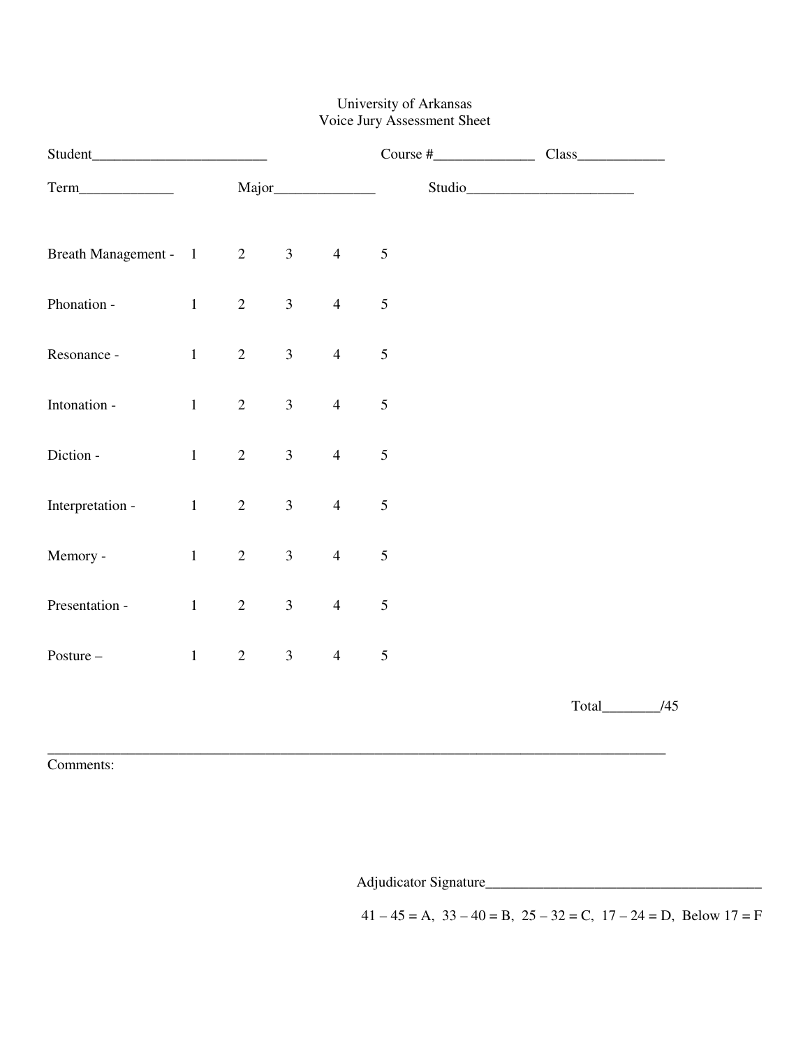University of Arkansas
Voice Jury Assessment Sheet

Student________________________ Course #______________ Class____________

Term_____________ Major______________ Studio_______________________

| | | | | | |
|---|---|---|---|---|---|
| Breath Management - | 1 | 2 | 3 | 4 | 5 |
| Phonation - | 1 | 2 | 3 | 4 | 5 |
| Resonance - | 1 | 2 | 3 | 4 | 5 |
| Intonation - | 1 | 2 | 3 | 4 | 5 |
| Diction - | 1 | 2 | 3 | 4 | 5 |
| Interpretation - | 1 | 2 | 3 | 4 | 5 |
| Memory - | 1 | 2 | 3 | 4 | 5 |
| Presentation - | 1 | 2 | 3 | 4 | 5 |
| Posture – | 1 | 2 | 3 | 4 | 5 |

Total________/45

Comments:

Adjudicator Signature_______________________________________

41 – 45 = A, 33 – 40 = B, 25 – 32 = C, 17 – 24 = D, Below 17 = F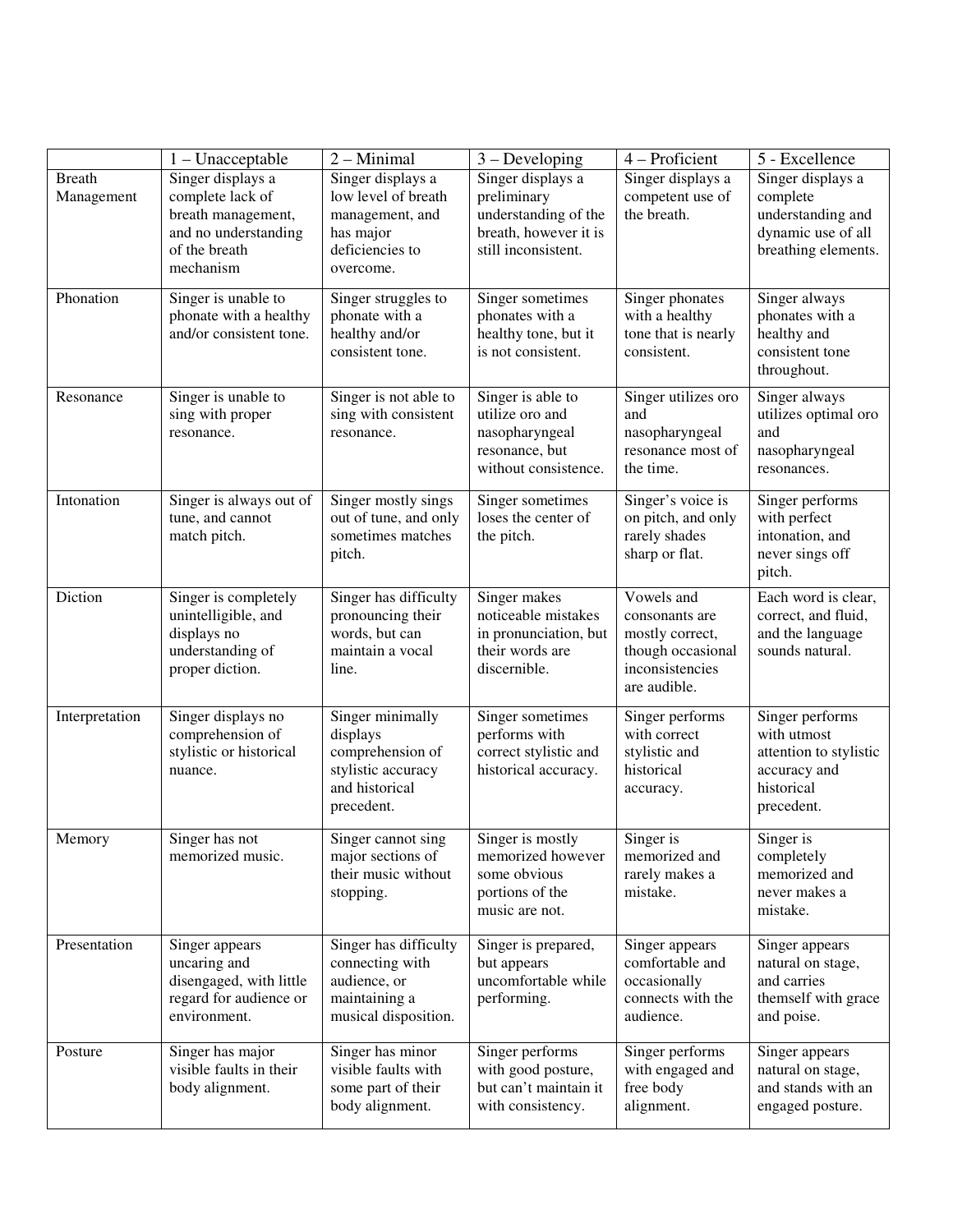| | 1 – Unacceptable | 2 – Minimal | 3 – Developing | 4 – Proficient | 5 - Excellence |
|---|---|---|---|---|---|
| Breath Management | Singer displays a complete lack of breath management, and no understanding of the breath mechanism | Singer displays a low level of breath management, and has major deficiencies to overcome. | Singer displays a preliminary understanding of the breath, however it is still inconsistent. | Singer displays a competent use of the breath. | Singer displays a complete understanding and dynamic use of all breathing elements. |
| Phonation | Singer is unable to phonate with a healthy and/or consistent tone. | Singer struggles to phonate with a healthy and/or consistent tone. | Singer sometimes phonates with a healthy tone, but it is not consistent. | Singer phonates with a healthy tone that is nearly consistent. | Singer always phonates with a healthy and consistent tone throughout. |
| Resonance | Singer is unable to sing with proper resonance. | Singer is not able to sing with consistent resonance. | Singer is able to utilize oro and nasopharyngeal resonance, but without consistence. | Singer utilizes oro and nasopharyngeal resonance most of the time. | Singer always utilizes optimal oro and nasopharyngeal resonances. |
| Intonation | Singer is always out of tune, and cannot match pitch. | Singer mostly sings out of tune, and only sometimes matches pitch. | Singer sometimes loses the center of the pitch. | Singer's voice is on pitch, and only rarely shades sharp or flat. | Singer performs with perfect intonation, and never sings off pitch. |
| Diction | Singer is completely unintelligible, and displays no understanding of proper diction. | Singer has difficulty pronouncing their words, but can maintain a vocal line. | Singer makes noticeable mistakes in pronunciation, but their words are discernible. | Vowels and consonants are mostly correct, though occasional inconsistencies are audible. | Each word is clear, correct, and fluid, and the language sounds natural. |
| Interpretation | Singer displays no comprehension of stylistic or historical nuance. | Singer minimally displays comprehension of stylistic accuracy and historical precedent. | Singer sometimes performs with correct stylistic and historical accuracy. | Singer performs with correct stylistic and historical accuracy. | Singer performs with utmost attention to stylistic accuracy and historical precedent. |
| Memory | Singer has not memorized music. | Singer cannot sing major sections of their music without stopping. | Singer is mostly memorized however some obvious portions of the music are not. | Singer is memorized and rarely makes a mistake. | Singer is completely memorized and never makes a mistake. |
| Presentation | Singer appears uncaring and disengaged, with little regard for audience or environment. | Singer has difficulty connecting with audience, or maintaining a musical disposition. | Singer is prepared, but appears uncomfortable while performing. | Singer appears comfortable and occasionally connects with the audience. | Singer appears natural on stage, and carries themself with grace and poise. |
| Posture | Singer has major visible faults in their body alignment. | Singer has minor visible faults with some part of their body alignment. | Singer performs with good posture, but can't maintain it with consistency. | Singer performs with engaged and free body alignment. | Singer appears natural on stage, and stands with an engaged posture. |